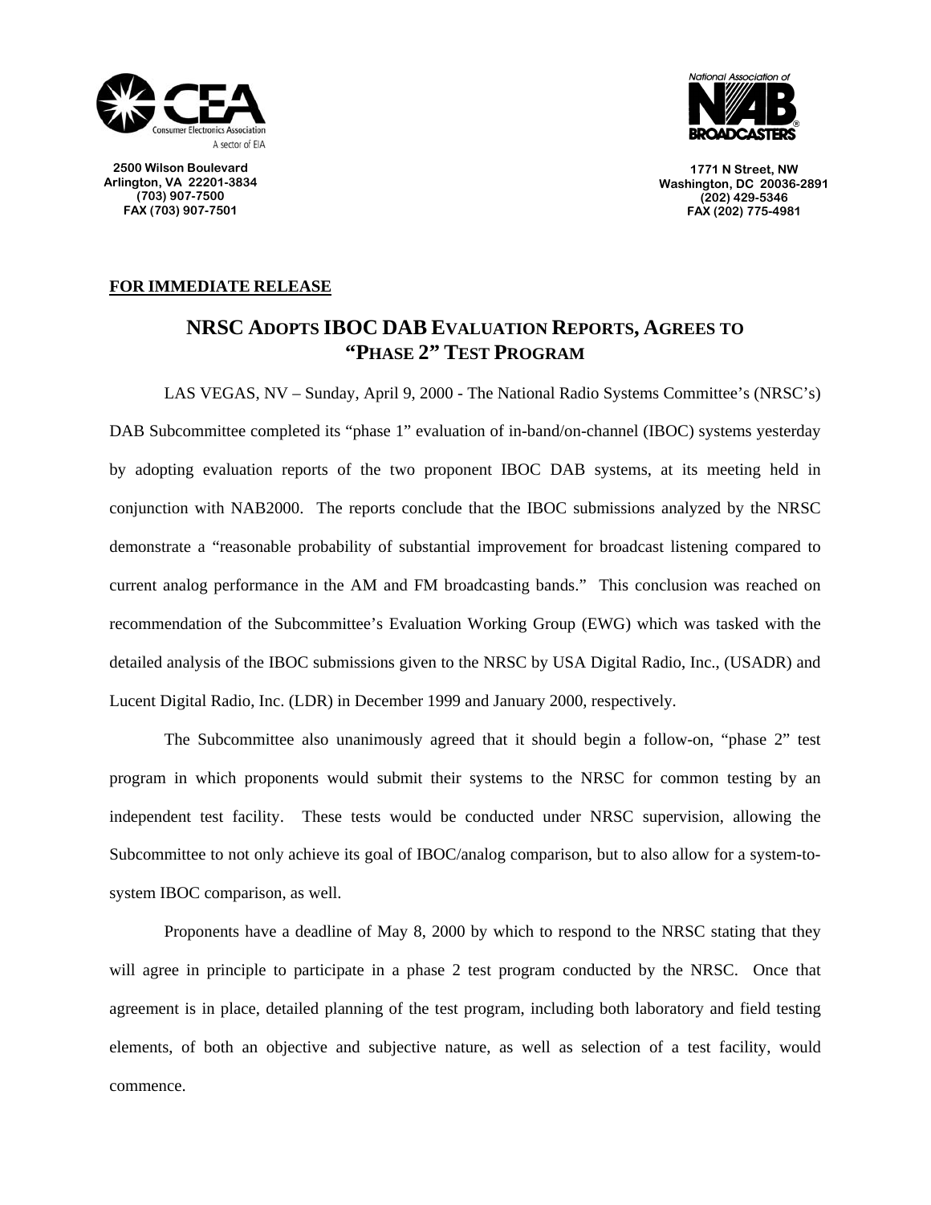2500 Wilson Boulevard
Arlington, VA 22201-3834
(703) 907-7500
FAX (703) 907-7501

1771 N Street, NW
Washington, DC 20036-2891
(202) 429-5346
FAX (202) 775-4981

**FOR IMMEDIATE RELEASE**

# NRSC ADOPTS IBOC DAB EVALUATION REPORTS, AGREES TO "PHASE 2" TEST PROGRAM

LAS VEGAS, NV – Sunday, April 9, 2000 - The National Radio Systems Committee's (NRSC's) DAB Subcommittee completed its "phase 1" evaluation of in-band/on-channel (IBOC) systems yesterday by adopting evaluation reports of the two proponent IBOC DAB systems, at its meeting held in conjunction with NAB2000. The reports conclude that the IBOC submissions analyzed by the NRSC demonstrate a "reasonable probability of substantial improvement for broadcast listening compared to current analog performance in the AM and FM broadcasting bands." This conclusion was reached on recommendation of the Subcommittee's Evaluation Working Group (EWG) which was tasked with the detailed analysis of the IBOC submissions given to the NRSC by USA Digital Radio, Inc., (USADR) and Lucent Digital Radio, Inc. (LDR) in December 1999 and January 2000, respectively.

The Subcommittee also unanimously agreed that it should begin a follow-on, "phase 2" test program in which proponents would submit their systems to the NRSC for common testing by an independent test facility. These tests would be conducted under NRSC supervision, allowing the Subcommittee to not only achieve its goal of IBOC/analog comparison, but to also allow for a system-to-system IBOC comparison, as well.

Proponents have a deadline of May 8, 2000 by which to respond to the NRSC stating that they will agree in principle to participate in a phase 2 test program conducted by the NRSC. Once that agreement is in place, detailed planning of the test program, including both laboratory and field testing elements, of both an objective and subjective nature, as well as selection of a test facility, would commence.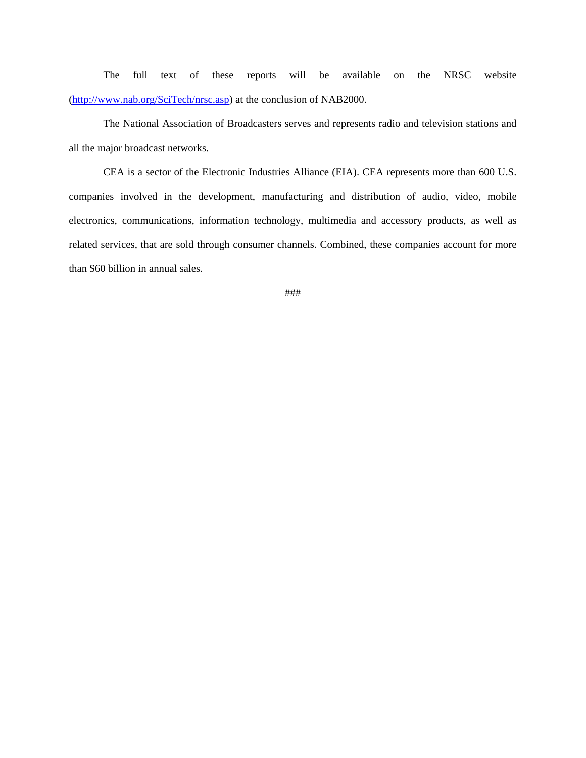The full text of these reports will be available on the NRSC website (http://www.nab.org/SciTech/nrsc.asp) at the conclusion of NAB2000.

The National Association of Broadcasters serves and represents radio and television stations and all the major broadcast networks.

CEA is a sector of the Electronic Industries Alliance (EIA). CEA represents more than 600 U.S. companies involved in the development, manufacturing and distribution of audio, video, mobile electronics, communications, information technology, multimedia and accessory products, as well as related services, that are sold through consumer channels. Combined, these companies account for more than $60 billion in annual sales.

###